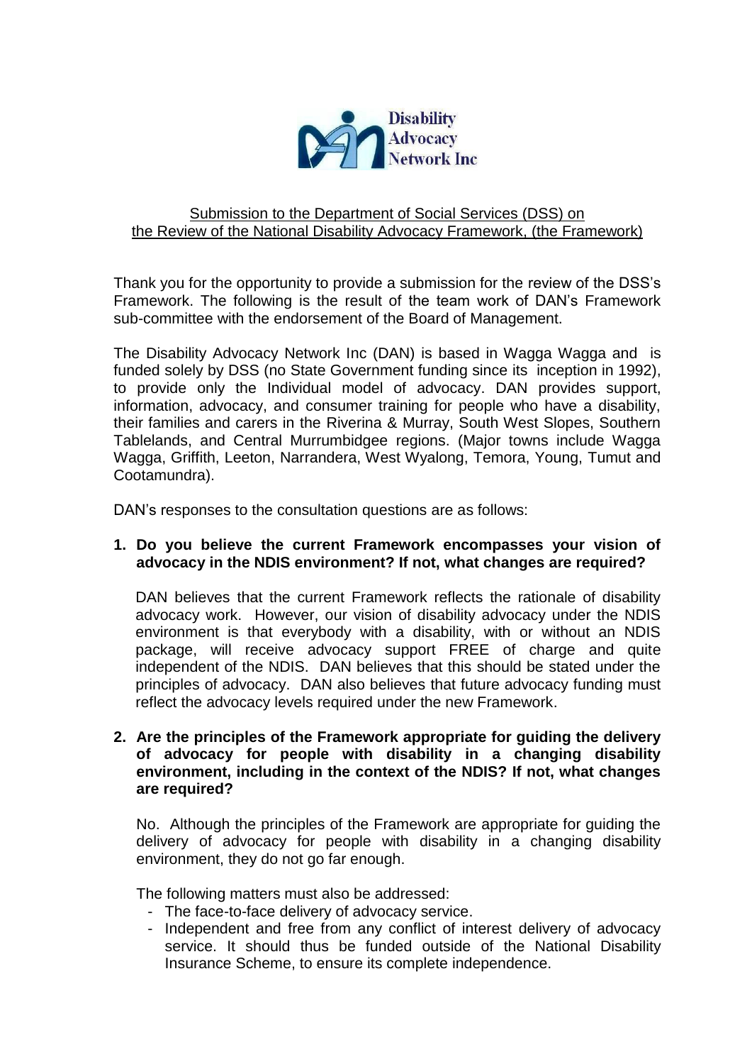Disability Advocacy Network Inc

Submission to the Department of Social Services (DSS) on the Review of the National Disability Advocacy Framework, (the Framework)

Thank you for the opportunity to provide a submission for the review of the DSS's Framework. The following is the result of the team work of DAN's Framework sub-committee with the endorsement of the Board of Management.

The Disability Advocacy Network Inc (DAN) is based in Wagga Wagga and is funded solely by DSS (no State Government funding since its inception in 1992), to provide only the Individual model of advocacy. DAN provides support, information, advocacy, and consumer training for people who have a disability, their families and carers in the Riverina & Murray, South West Slopes, Southern Tablelands, and Central Murrumbidgee regions. (Major towns include Wagga Wagga, Griffith, Leeton, Narrandera, West Wyalong, Temora, Young, Tumut and Cootamundra).

DAN's responses to the consultation questions are as follows:

1. **Do you believe the current Framework encompasses your vision of advocacy in the NDIS environment? If not, what changes are required?**

   DAN believes that the current Framework reflects the rationale of disability advocacy work. However, our vision of disability advocacy under the NDIS environment is that everybody with a disability, with or without an NDIS package, will receive advocacy support FREE of charge and quite independent of the NDIS. DAN believes that this should be stated under the principles of advocacy. DAN also believes that future advocacy funding must reflect the advocacy levels required under the new Framework.

2. **Are the principles of the Framework appropriate for guiding the delivery of advocacy for people with disability in a changing disability environment, including in the context of the NDIS? If not, what changes are required?**

   No. Although the principles of the Framework are appropriate for guiding the delivery of advocacy for people with disability in a changing disability environment, they do not go far enough.

   The following matters must also be addressed:

   - The face-to-face delivery of advocacy service.
   - Independent and free from any conflict of interest delivery of advocacy service. It should thus be funded outside of the National Disability Insurance Scheme, to ensure its complete independence.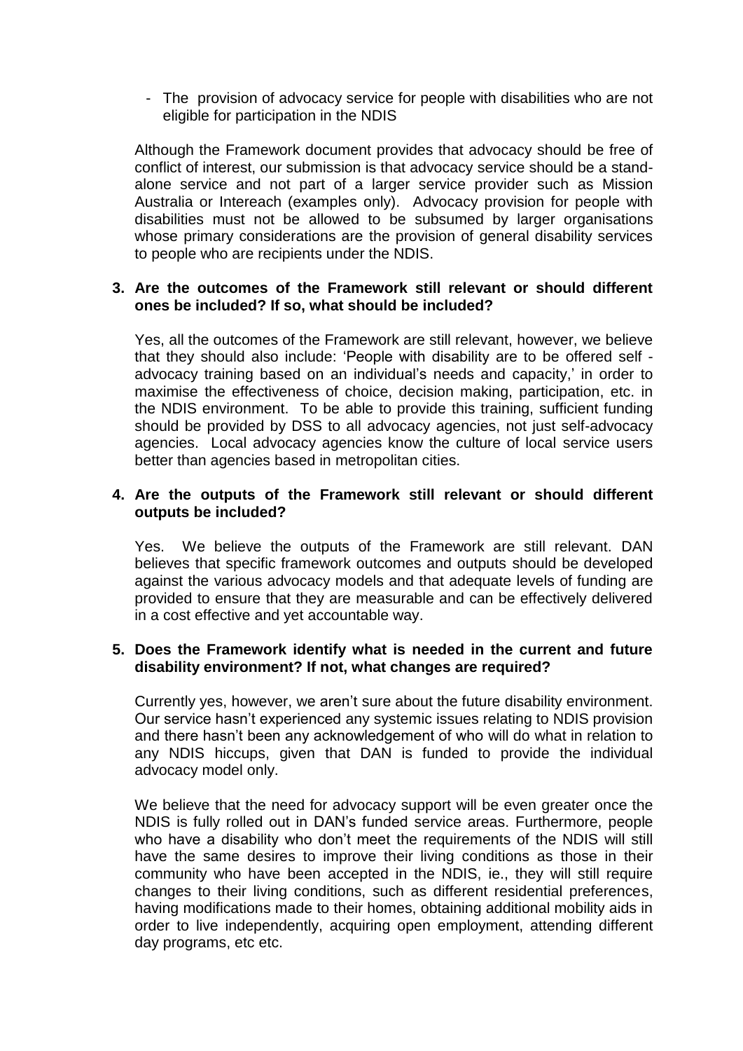- The provision of advocacy service for people with disabilities who are not eligible for participation in the NDIS

Although the Framework document provides that advocacy should be free of conflict of interest, our submission is that advocacy service should be a stand-alone service and not part of a larger service provider such as Mission Australia or Intereach (examples only). Advocacy provision for people with disabilities must not be allowed to be subsumed by larger organisations whose primary considerations are the provision of general disability services to people who are recipients under the NDIS.

**3. Are the outcomes of the Framework still relevant or should different ones be included? If so, what should be included?**

Yes, all the outcomes of the Framework are still relevant, however, we believe that they should also include: 'People with disability are to be offered self - advocacy training based on an individual's needs and capacity,' in order to maximise the effectiveness of choice, decision making, participation, etc. in the NDIS environment. To be able to provide this training, sufficient funding should be provided by DSS to all advocacy agencies, not just self-advocacy agencies. Local advocacy agencies know the culture of local service users better than agencies based in metropolitan cities.

**4. Are the outputs of the Framework still relevant or should different outputs be included?**

Yes. We believe the outputs of the Framework are still relevant. DAN believes that specific framework outcomes and outputs should be developed against the various advocacy models and that adequate levels of funding are provided to ensure that they are measurable and can be effectively delivered in a cost effective and yet accountable way.

**5. Does the Framework identify what is needed in the current and future disability environment? If not, what changes are required?**

Currently yes, however, we aren't sure about the future disability environment. Our service hasn't experienced any systemic issues relating to NDIS provision and there hasn't been any acknowledgement of who will do what in relation to any NDIS hiccups, given that DAN is funded to provide the individual advocacy model only.

We believe that the need for advocacy support will be even greater once the NDIS is fully rolled out in DAN's funded service areas. Furthermore, people who have a disability who don't meet the requirements of the NDIS will still have the same desires to improve their living conditions as those in their community who have been accepted in the NDIS, ie., they will still require changes to their living conditions, such as different residential preferences, having modifications made to their homes, obtaining additional mobility aids in order to live independently, acquiring open employment, attending different day programs, etc etc.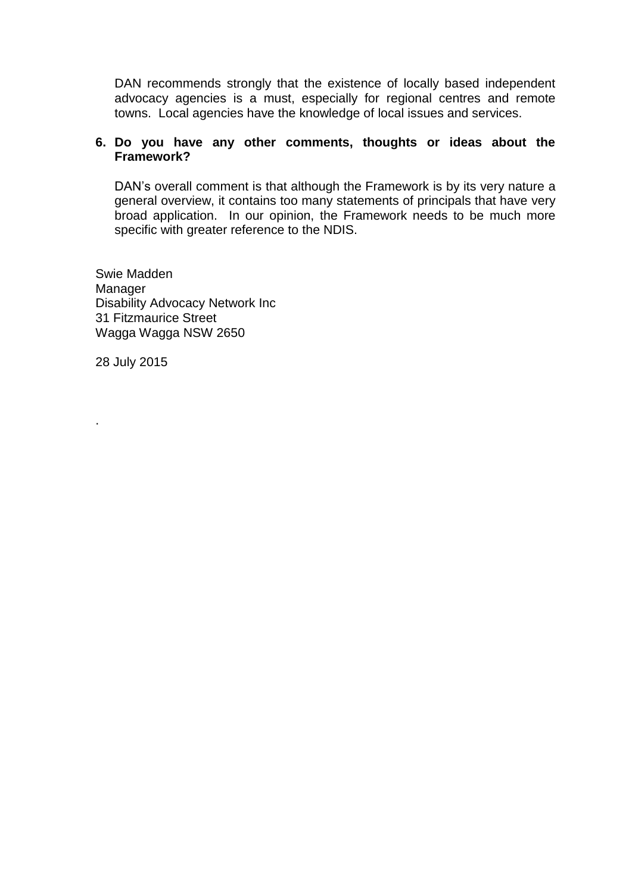DAN recommends strongly that the existence of locally based independent advocacy agencies is a must, especially for regional centres and remote towns. Local agencies have the knowledge of local issues and services.

**6. Do you have any other comments, thoughts or ideas about the Framework?**

DAN's overall comment is that although the Framework is by its very nature a general overview, it contains too many statements of principals that have very broad application. In our opinion, the Framework needs to be much more specific with greater reference to the NDIS.

Swie Madden
Manager
Disability Advocacy Network Inc
31 Fitzmaurice Street
Wagga Wagga NSW 2650

28 July 2015

.